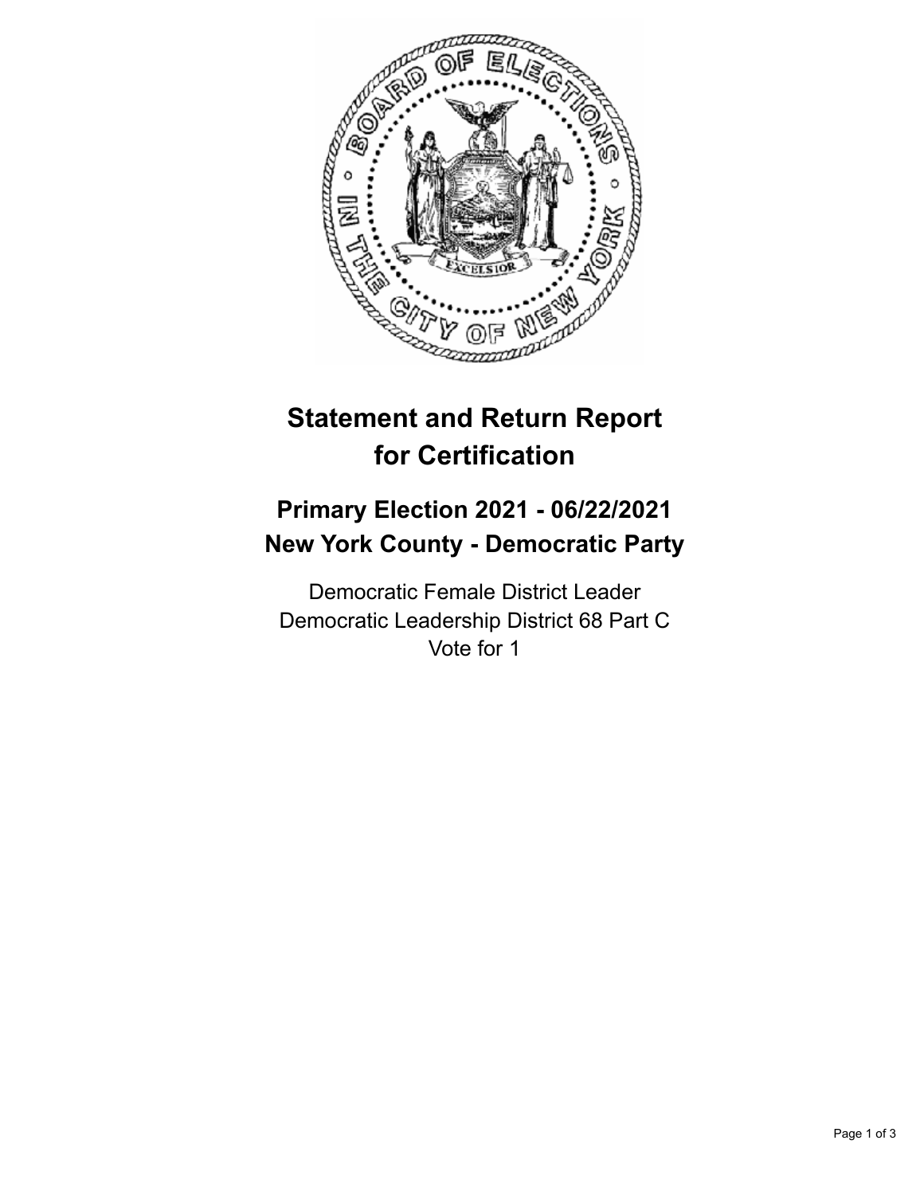# Statement and Return Report for Certification

## Primary Election 2021 - 06/22/2021
## New York County - Democratic Party

Democratic Female District Leader
Democratic Leadership District 68 Part C
Vote for 1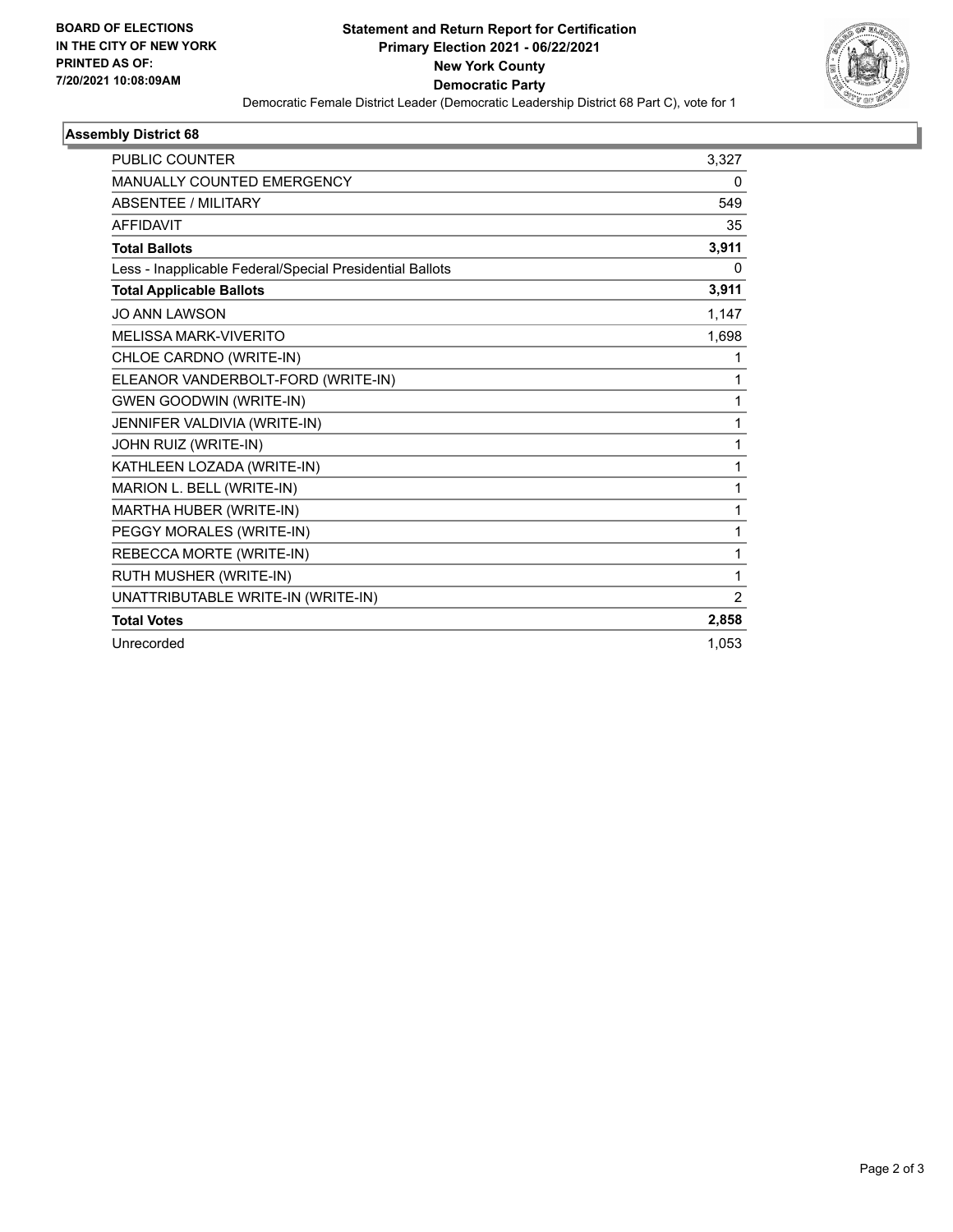**BOARD OF ELECTIONS IN THE CITY OF NEW YORK PRINTED AS OF: 7/20/2021 10:08:09AM**

**Statement and Return Report for Certification**
**Primary Election 2021 - 06/22/2021**
**New York County**
**Democratic Party**
Democratic Female District Leader (Democratic Leadership District 68 Part C), vote for 1

### Assembly District 68

| | |
|---|---|
| PUBLIC COUNTER | 3,327 |
| MANUALLY COUNTED EMERGENCY | 0 |
| ABSENTEE / MILITARY | 549 |
| AFFIDAVIT | 35 |
| **Total Ballots** | **3,911** |
| Less - Inapplicable Federal/Special Presidential Ballots | 0 |
| **Total Applicable Ballots** | **3,911** |
| JO ANN LAWSON | 1,147 |
| MELISSA MARK-VIVERITO | 1,698 |
| CHLOE CARDNO (WRITE-IN) | 1 |
| ELEANOR VANDERBOLT-FORD (WRITE-IN) | 1 |
| GWEN GOODWIN (WRITE-IN) | 1 |
| JENNIFER VALDIVIA (WRITE-IN) | 1 |
| JOHN RUIZ (WRITE-IN) | 1 |
| KATHLEEN LOZADA (WRITE-IN) | 1 |
| MARION L. BELL (WRITE-IN) | 1 |
| MARTHA HUBER (WRITE-IN) | 1 |
| PEGGY MORALES (WRITE-IN) | 1 |
| REBECCA MORTE (WRITE-IN) | 1 |
| RUTH MUSHER (WRITE-IN) | 1 |
| UNATTRIBUTABLE WRITE-IN (WRITE-IN) | 2 |
| **Total Votes** | **2,858** |
| Unrecorded | 1,053 |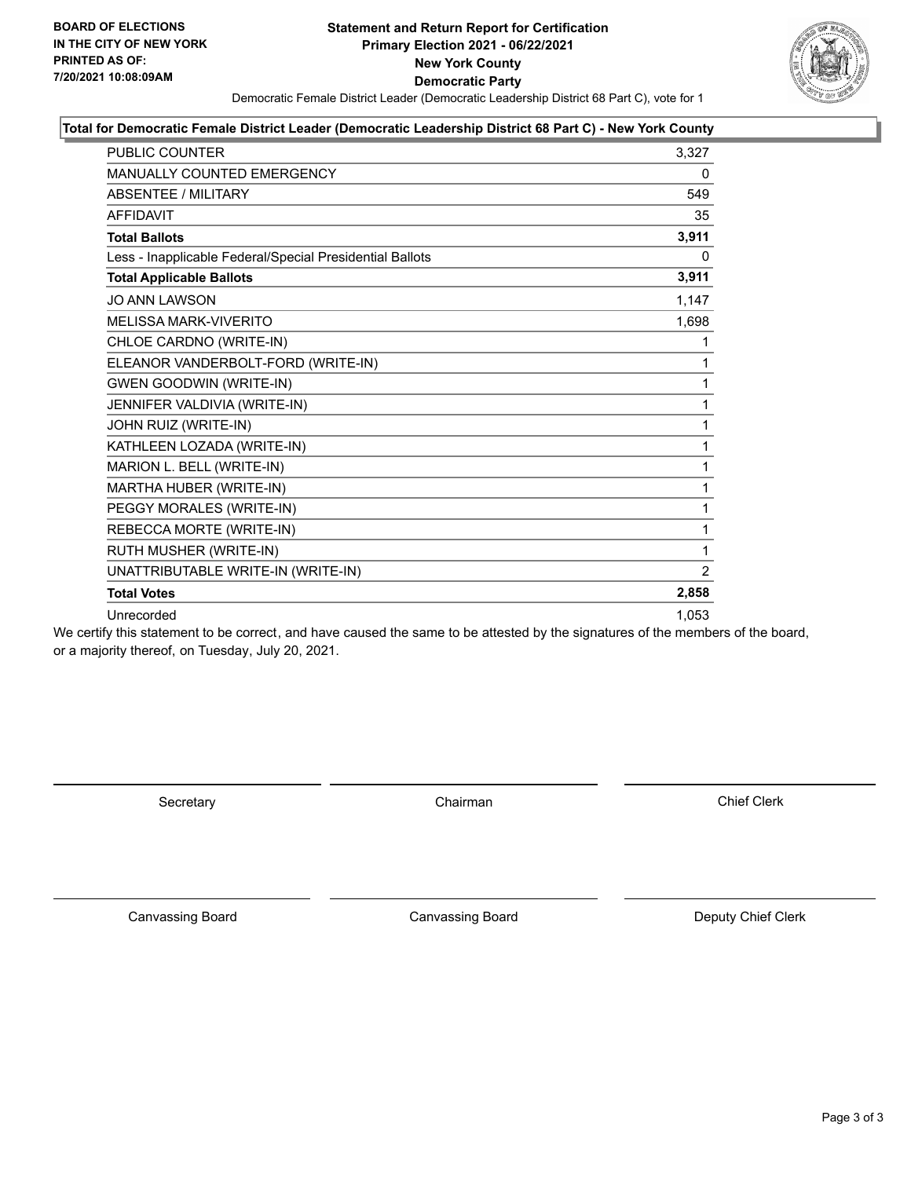**BOARD OF ELECTIONS IN THE CITY OF NEW YORK PRINTED AS OF: 7/20/2021 10:08:09AM**

# Statement and Return Report for Certification
## Primary Election 2021 - 06/22/2021
## New York County
## Democratic Party

Democratic Female District Leader (Democratic Leadership District 68 Part C), vote for 1

### Total for Democratic Female District Leader (Democratic Leadership District 68 Part C) - New York County

| | |
|---|---|
| PUBLIC COUNTER | 3,327 |
| MANUALLY COUNTED EMERGENCY | 0 |
| ABSENTEE / MILITARY | 549 |
| AFFIDAVIT | 35 |
| **Total Ballots** | **3,911** |
| Less - Inapplicable Federal/Special Presidential Ballots | 0 |
| **Total Applicable Ballots** | **3,911** |
| JO ANN LAWSON | 1,147 |
| MELISSA MARK-VIVERITO | 1,698 |
| CHLOE CARDNO (WRITE-IN) | 1 |
| ELEANOR VANDERBOLT-FORD (WRITE-IN) | 1 |
| GWEN GOODWIN (WRITE-IN) | 1 |
| JENNIFER VALDIVIA (WRITE-IN) | 1 |
| JOHN RUIZ (WRITE-IN) | 1 |
| KATHLEEN LOZADA (WRITE-IN) | 1 |
| MARION L. BELL (WRITE-IN) | 1 |
| MARTHA HUBER (WRITE-IN) | 1 |
| PEGGY MORALES (WRITE-IN) | 1 |
| REBECCA MORTE (WRITE-IN) | 1 |
| RUTH MUSHER (WRITE-IN) | 1 |
| UNATTRIBUTABLE WRITE-IN (WRITE-IN) | 2 |
| **Total Votes** | **2,858** |
| Unrecorded | 1,053 |

We certify this statement to be correct, and have caused the same to be attested by the signatures of the members of the board, or a majority thereof, on Tuesday, July 20, 2021.

Secretary

Chairman

Chief Clerk

Canvassing Board

Canvassing Board

Deputy Chief Clerk